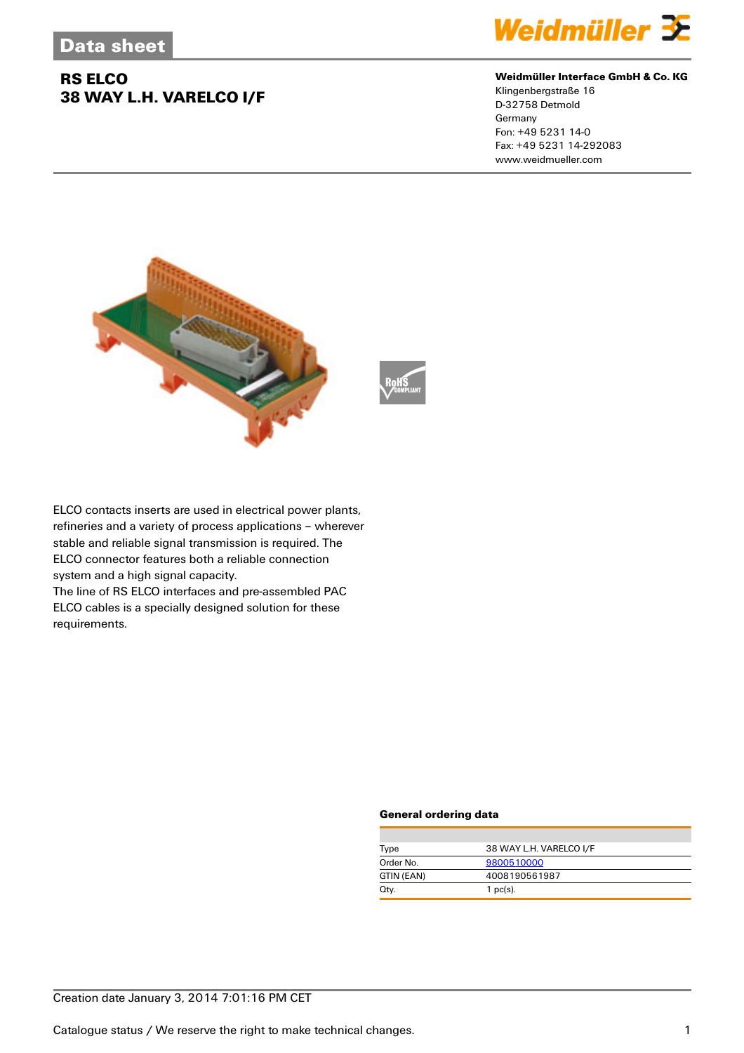# RS ELCO
# 38 WAY L.H. VARELCO I/F

**Weidmüller Interface GmbH & Co. KG**
Klingenbergstraße 16
D-32758 Detmold
Germany
Fon: +49 5231 14-0
Fax: +49 5231 14-292083
www.weidmueller.com

ELCO contacts inserts are used in electrical power plants, refineries and a variety of process applications – wherever stable and reliable signal transmission is required. The ELCO connector features both a reliable connection system and a high signal capacity.
The line of RS ELCO interfaces and pre-assembled PAC ELCO cables is a specially designed solution for these requirements.

### General ordering data

| | |
|---|---|
| Type | 38 WAY L.H. VARELCO I/F |
| Order No. | 9800510000 |
| GTIN (EAN) | 4008190561987 |
| Qty. | 1 pc(s). |

Creation date January 3, 2014 7:01:16 PM CET

Catalogue status / We reserve the right to make technical changes.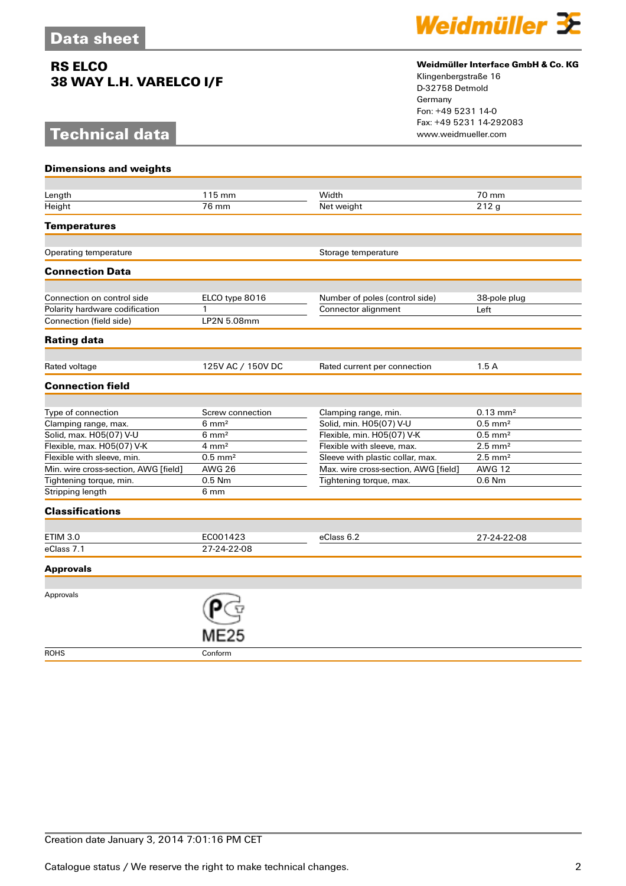# Data sheet

## RS ELCO
## 38 WAY L.H. VARELCO I/F

**Weidmüller Interface GmbH & Co. KG**
Klingenbergstraße 16
D-32758 Detmold
Germany
Fon: +49 5231 14-0
Fax: +49 5231 14-292083
www.weidmueller.com

# Technical data

### Dimensions and weights

| | | | |
|---|---|---|---|
| Length | 115 mm | Width | 70 mm |
| Height | 76 mm | Net weight | 212 g |

### Temperatures

| | | | |
|---|---|---|---|
| Operating temperature | | Storage temperature | |

### Connection Data

| | | | |
|---|---|---|---|
| Connection on control side | ELCO type 8016 | Number of poles (control side) | 38-pole plug |
| Polarity hardware codification | 1 | Connector alignment | Left |
| Connection (field side) | LP2N 5.08mm | | |

### Rating data

| | | | |
|---|---|---|---|
| Rated voltage | 125V AC / 150V DC | Rated current per connection | 1.5 A |

### Connection field

| | | | |
|---|---|---|---|
| Type of connection | Screw connection | Clamping range, min. | 0.13 mm² |
| Clamping range, max. | 6 mm² | Solid, min. H05(07) V-U | 0.5 mm² |
| Solid, max. H05(07) V-U | 6 mm² | Flexible, min. H05(07) V-K | 0.5 mm² |
| Flexible, max. H05(07) V-K | 4 mm² | Flexible with sleeve, max. | 2.5 mm² |
| Flexible with sleeve, min. | 0.5 mm² | Sleeve with plastic collar, max. | 2.5 mm² |
| Min. wire cross-section, AWG [field] | AWG 26 | Max. wire cross-section, AWG [field] | AWG 12 |
| Tightening torque, min. | 0.5 Nm | Tightening torque, max. | 0.6 Nm |
| Stripping length | 6 mm | | |

### Classifications

| | | | |
|---|---|---|---|
| ETIM 3.0 | EC001423 | eClass 6.2 | 27-24-22-08 |
| eClass 7.1 | 27-24-22-08 | | |

### Approvals

| | |
|---|---|
| Approvals | ME25 |
| ROHS | Conform |

Creation date January 3, 2014 7:01:16 PM CET

Catalogue status / We reserve the right to make technical changes.